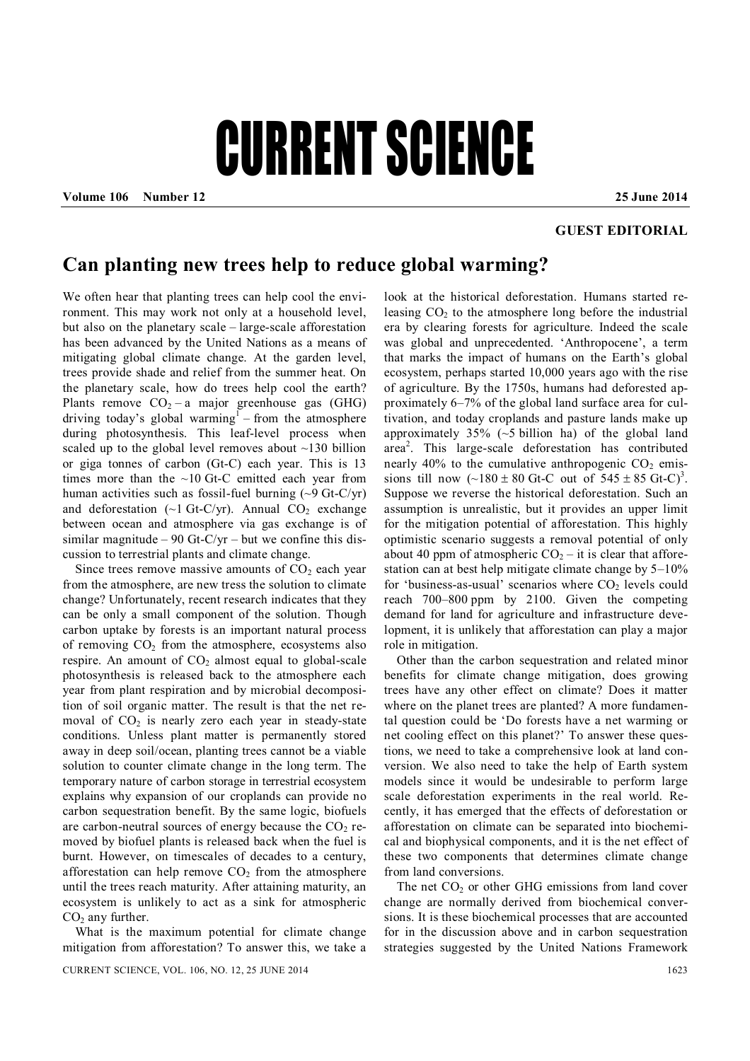# CURRENT SCIENCE

**GUEST EDITORIAL**

## Can planting new trees help to reduce global warming?

We often hear that planting trees can help cool the environment. This may work not only at a household level, but also on the planetary scale – large-scale afforestation has been advanced by the United Nations as a means of mitigating global climate change. At the garden level, trees provide shade and relief from the summer heat. On the planetary scale, how do trees help cool the earth? Plants remove $CO_2$ – a major greenhouse gas (GHG) driving today's global warming[1] – from the atmosphere during photosynthesis. This leaf-level process when scaled up to the global level removes about ~130 billion or giga tonnes of carbon (Gt-C) each year. This is 13 times more than the ~10 Gt-C emitted each year from human activities such as fossil-fuel burning (~9 Gt-C/yr) and deforestation (~1 Gt-C/yr). Annual $CO_2$ exchange between ocean and atmosphere via gas exchange is of similar magnitude – 90 Gt-C/yr – but we confine this discussion to terrestrial plants and climate change.

Since trees remove massive amounts of $CO_2$ each year from the atmosphere, are new tress the solution to climate change? Unfortunately, recent research indicates that they can be only a small component of the solution. Though carbon uptake by forests is an important natural process of removing $CO_2$ from the atmosphere, ecosystems also respire. An amount of $CO_2$ almost equal to global-scale photosynthesis is released back to the atmosphere each year from plant respiration and by microbial decomposition of soil organic matter. The result is that the net removal of $CO_2$ is nearly zero each year in steady-state conditions. Unless plant matter is permanently stored away in deep soil/ocean, planting trees cannot be a viable solution to counter climate change in the long term. The temporary nature of carbon storage in terrestrial ecosystem explains why expansion of our croplands can provide no carbon sequestration benefit. By the same logic, biofuels are carbon-neutral sources of energy because the $CO_2$ removed by biofuel plants is released back when the fuel is burnt. However, on timescales of decades to a century, afforestation can help remove $CO_2$ from the atmosphere until the trees reach maturity. After attaining maturity, an ecosystem is unlikely to act as a sink for atmospheric $CO_2$ any further.

What is the maximum potential for climate change mitigation from afforestation? To answer this, we take a look at the historical deforestation. Humans started releasing $CO_2$ to the atmosphere long before the industrial era by clearing forests for agriculture. Indeed the scale was global and unprecedented. 'Anthropocene', a term that marks the impact of humans on the Earth's global ecosystem, perhaps started 10,000 years ago with the rise of agriculture. By the 1750s, humans had deforested approximately 6–7% of the global land surface area for cultivation, and today croplands and pasture lands make up approximately 35% (~5 billion ha) of the global land area[2]. This large-scale deforestation has contributed nearly 40% to the cumulative anthropogenic $CO_2$ emissions till now (~180 ± 80 Gt-C out of 545 ± 85 Gt-C)[3]. Suppose we reverse the historical deforestation. Such an assumption is unrealistic, but it provides an upper limit for the mitigation potential of afforestation. This highly optimistic scenario suggests a removal potential of only about 40 ppm of atmospheric $CO_2$ – it is clear that afforestation can at best help mitigate climate change by 5–10% for 'business-as-usual' scenarios where $CO_2$ levels could reach 700–800 ppm by 2100. Given the competing demand for land for agriculture and infrastructure development, it is unlikely that afforestation can play a major role in mitigation.

Other than the carbon sequestration and related minor benefits for climate change mitigation, does growing trees have any other effect on climate? Does it matter where on the planet trees are planted? A more fundamental question could be 'Do forests have a net warming or net cooling effect on this planet?' To answer these questions, we need to take a comprehensive look at land conversion. We also need to take the help of Earth system models since it would be undesirable to perform large scale deforestation experiments in the real world. Recently, it has emerged that the effects of deforestation or afforestation on climate can be separated into biochemical and biophysical components, and it is the net effect of these two components that determines climate change from land conversions.

The net $CO_2$ or other GHG emissions from land cover change are normally derived from biochemical conversions. It is these biochemical processes that are accounted for in the discussion above and in carbon sequestration strategies suggested by the United Nations Framework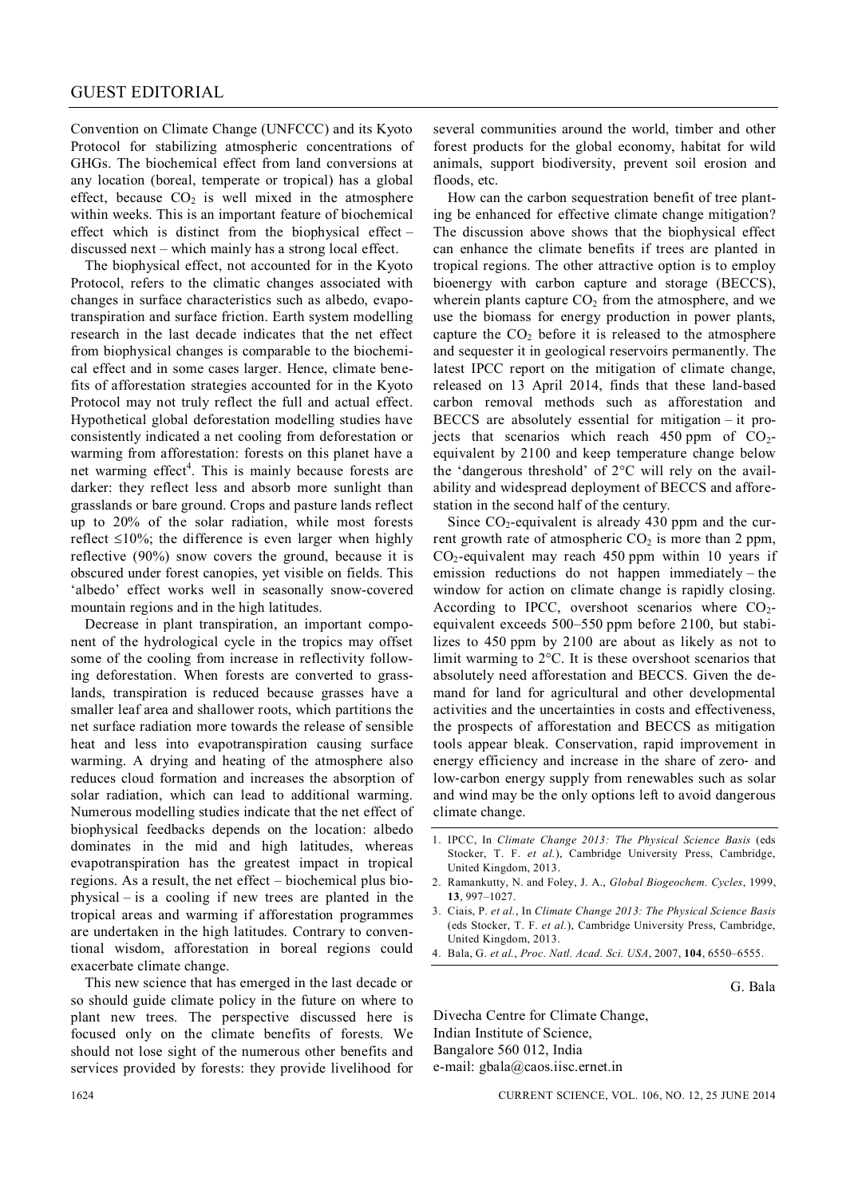Convention on Climate Change (UNFCCC) and its Kyoto Protocol for stabilizing atmospheric concentrations of GHGs. The biochemical effect from land conversions at any location (boreal, temperate or tropical) has a global effect, because $CO_2$ is well mixed in the atmosphere within weeks. This is an important feature of biochemical effect which is distinct from the biophysical effect – discussed next – which mainly has a strong local effect.

The biophysical effect, not accounted for in the Kyoto Protocol, refers to the climatic changes associated with changes in surface characteristics such as albedo, evapotranspiration and surface friction. Earth system modelling research in the last decade indicates that the net effect from biophysical changes is comparable to the biochemical effect and in some cases larger. Hence, climate benefits of afforestation strategies accounted for in the Kyoto Protocol may not truly reflect the full and actual effect. Hypothetical global deforestation modelling studies have consistently indicated a net cooling from deforestation or warming from afforestation: forests on this planet have a net warming effect[4]. This is mainly because forests are darker: they reflect less and absorb more sunlight than grasslands or bare ground. Crops and pasture lands reflect up to 20% of the solar radiation, while most forests reflect ≤10%; the difference is even larger when highly reflective (90%) snow covers the ground, because it is obscured under forest canopies, yet visible on fields. This 'albedo' effect works well in seasonally snow-covered mountain regions and in the high latitudes.

Decrease in plant transpiration, an important component of the hydrological cycle in the tropics may offset some of the cooling from increase in reflectivity following deforestation. When forests are converted to grasslands, transpiration is reduced because grasses have a smaller leaf area and shallower roots, which partitions the net surface radiation more towards the release of sensible heat and less into evapotranspiration causing surface warming. A drying and heating of the atmosphere also reduces cloud formation and increases the absorption of solar radiation, which can lead to additional warming. Numerous modelling studies indicate that the net effect of biophysical feedbacks depends on the location: albedo dominates in the mid and high latitudes, whereas evapotranspiration has the greatest impact in tropical regions. As a result, the net effect – biochemical plus biophysical – is a cooling if new trees are planted in the tropical areas and warming if afforestation programmes are undertaken in the high latitudes. Contrary to conventional wisdom, afforestation in boreal regions could exacerbate climate change.

This new science that has emerged in the last decade or so should guide climate policy in the future on where to plant new trees. The perspective discussed here is focused only on the climate benefits of forests. We should not lose sight of the numerous other benefits and services provided by forests: they provide livelihood for several communities around the world, timber and other forest products for the global economy, habitat for wild animals, support biodiversity, prevent soil erosion and floods, etc.

How can the carbon sequestration benefit of tree planting be enhanced for effective climate change mitigation? The discussion above shows that the biophysical effect can enhance the climate benefits if trees are planted in tropical regions. The other attractive option is to employ bioenergy with carbon capture and storage (BECCS), wherein plants capture $CO_2$ from the atmosphere, and we use the biomass for energy production in power plants, capture the $CO_2$ before it is released to the atmosphere and sequester it in geological reservoirs permanently. The latest IPCC report on the mitigation of climate change, released on 13 April 2014, finds that these land-based carbon removal methods such as afforestation and BECCS are absolutely essential for mitigation – it projects that scenarios which reach 450 ppm of $CO_2$-equivalent by 2100 and keep temperature change below the 'dangerous threshold' of 2°C will rely on the availability and widespread deployment of BECCS and afforestation in the second half of the century.

Since $CO_2$-equivalent is already 430 ppm and the current growth rate of atmospheric $CO_2$ is more than 2 ppm, $CO_2$-equivalent may reach 450 ppm within 10 years if emission reductions do not happen immediately – the window for action on climate change is rapidly closing. According to IPCC, overshoot scenarios where $CO_2$-equivalent exceeds 500–550 ppm before 2100, but stabilizes to 450 ppm by 2100 are about as likely as not to limit warming to 2°C. It is these overshoot scenarios that absolutely need afforestation and BECCS. Given the demand for land for agricultural and other developmental activities and the uncertainties in costs and effectiveness, the prospects of afforestation and BECCS as mitigation tools appear bleak. Conservation, rapid improvement in energy efficiency and increase in the share of zero- and low-carbon energy supply from renewables such as solar and wind may be the only options left to avoid dangerous climate change.

1. IPCC, In *Climate Change 2013: The Physical Science Basis* (eds Stocker, T. F. *et al.*), Cambridge University Press, Cambridge, United Kingdom, 2013.
2. Ramankutty, N. and Foley, J. A., *Global Biogeochem. Cycles*, 1999, **13**, 997–1027.
3. Ciais, P. *et al.*, In *Climate Change 2013: The Physical Science Basis* (eds Stocker, T. F. *et al.*), Cambridge University Press, Cambridge, United Kingdom, 2013.
4. Bala, G. *et al.*, *Proc. Natl. Acad. Sci. USA*, 2007, **104**, 6550–6555.

G. Bala

Divecha Centre for Climate Change,
Indian Institute of Science,
Bangalore 560 012, India
e-mail: gbala@caos.iisc.ernet.in